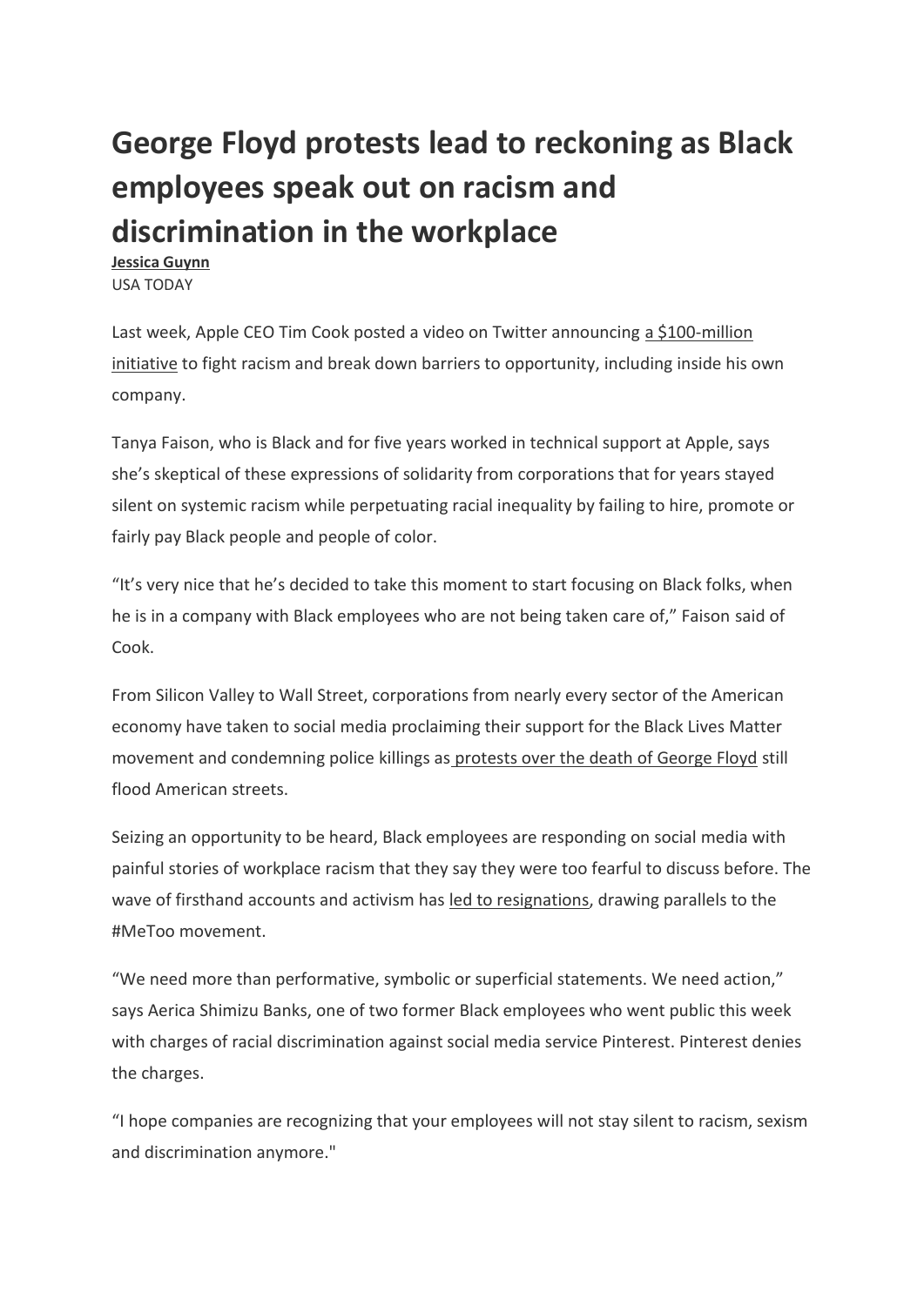# George Floyd protests lead to reckoning as Black employees speak out on racism and discrimination in the workplace

**Jessica Guynn**
USA TODAY

Last week, Apple CEO Tim Cook posted a video on Twitter announcing a $100-million initiative to fight racism and break down barriers to opportunity, including inside his own company.

Tanya Faison, who is Black and for five years worked in technical support at Apple, says she's skeptical of these expressions of solidarity from corporations that for years stayed silent on systemic racism while perpetuating racial inequality by failing to hire, promote or fairly pay Black people and people of color.

"It's very nice that he's decided to take this moment to start focusing on Black folks, when he is in a company with Black employees who are not being taken care of," Faison said of Cook.

From Silicon Valley to Wall Street, corporations from nearly every sector of the American economy have taken to social media proclaiming their support for the Black Lives Matter movement and condemning police killings as protests over the death of George Floyd still flood American streets.

Seizing an opportunity to be heard, Black employees are responding on social media with painful stories of workplace racism that they say they were too fearful to discuss before. The wave of firsthand accounts and activism has led to resignations, drawing parallels to the #MeToo movement.

"We need more than performative, symbolic or superficial statements. We need action," says Aerica Shimizu Banks, one of two former Black employees who went public this week with charges of racial discrimination against social media service Pinterest. Pinterest denies the charges.

"I hope companies are recognizing that your employees will not stay silent to racism, sexism and discrimination anymore."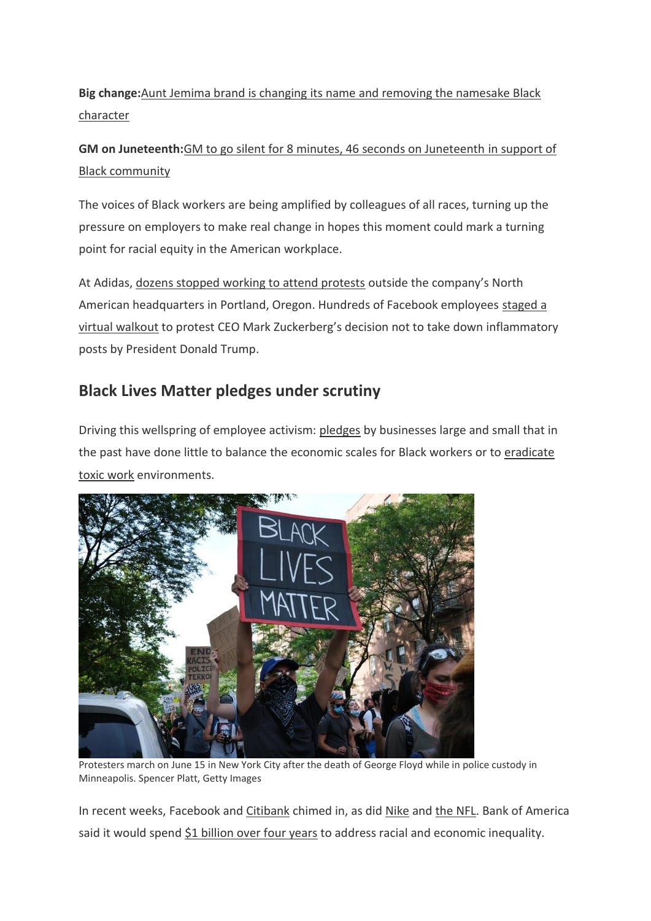**Big change:**Aunt Jemima brand is changing its name and removing the namesake Black character

**GM on Juneteenth:**GM to go silent for 8 minutes, 46 seconds on Juneteenth in support of Black community

The voices of Black workers are being amplified by colleagues of all races, turning up the pressure on employers to make real change in hopes this moment could mark a turning point for racial equity in the American workplace.

At Adidas, dozens stopped working to attend protests outside the company's North American headquarters in Portland, Oregon. Hundreds of Facebook employees staged a virtual walkout to protest CEO Mark Zuckerberg's decision not to take down inflammatory posts by President Donald Trump.

## Black Lives Matter pledges under scrutiny

Driving this wellspring of employee activism: pledges by businesses large and small that in the past have done little to balance the economic scales for Black workers or to eradicate toxic work environments.

Protesters march on June 15 in New York City after the death of George Floyd while in police custody in Minneapolis. Spencer Platt, Getty Images

In recent weeks, Facebook and Citibank chimed in, as did Nike and the NFL. Bank of America said it would spend $1 billion over four years to address racial and economic inequality.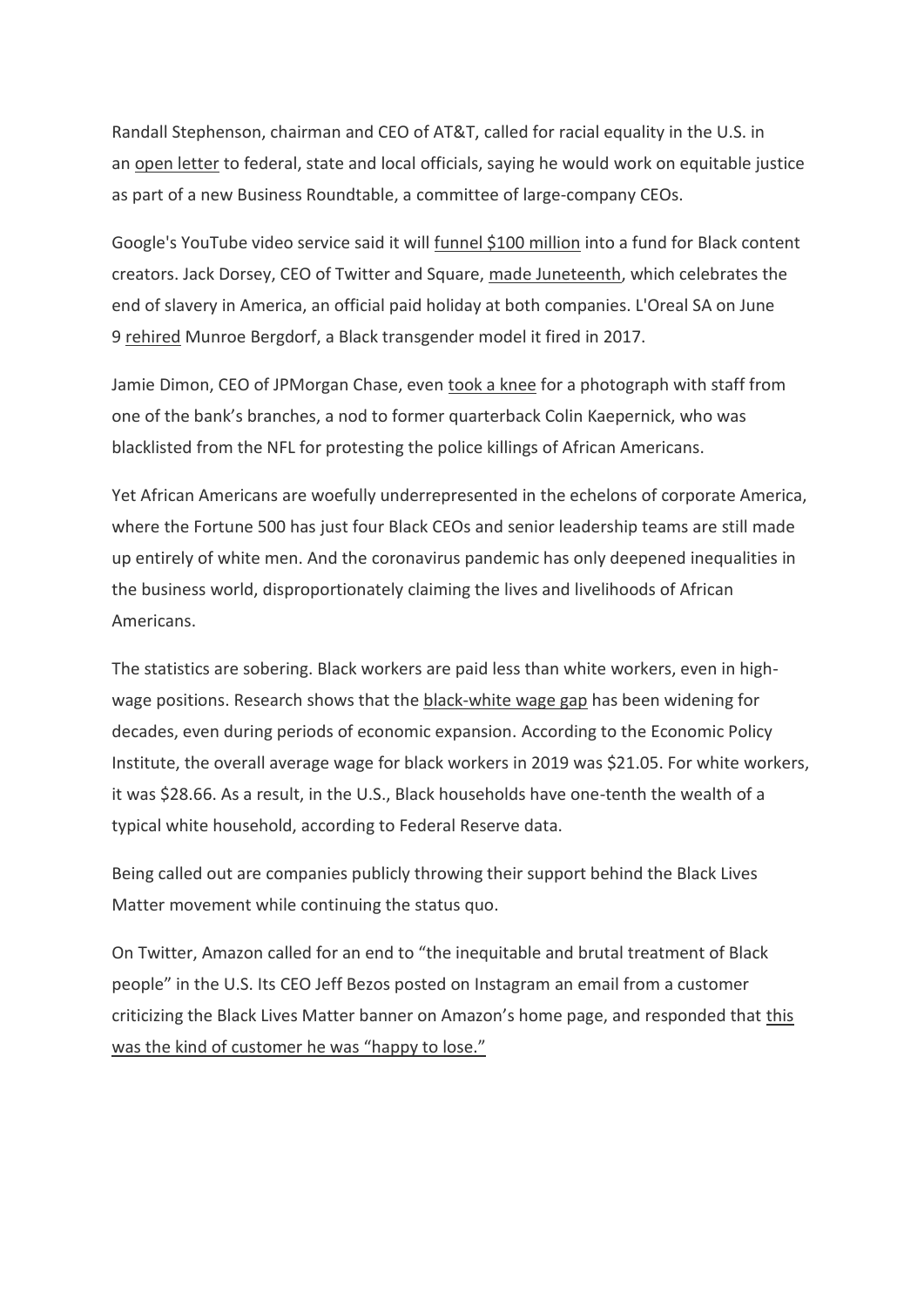Randall Stephenson, chairman and CEO of AT&T, called for racial equality in the U.S. in an open letter to federal, state and local officials, saying he would work on equitable justice as part of a new Business Roundtable, a committee of large-company CEOs.

Google's YouTube video service said it will funnel $100 million into a fund for Black content creators. Jack Dorsey, CEO of Twitter and Square, made Juneteenth, which celebrates the end of slavery in America, an official paid holiday at both companies. L'Oreal SA on June 9 rehired Munroe Bergdorf, a Black transgender model it fired in 2017.

Jamie Dimon, CEO of JPMorgan Chase, even took a knee for a photograph with staff from one of the bank's branches, a nod to former quarterback Colin Kaepernick, who was blacklisted from the NFL for protesting the police killings of African Americans.

Yet African Americans are woefully underrepresented in the echelons of corporate America, where the Fortune 500 has just four Black CEOs and senior leadership teams are still made up entirely of white men. And the coronavirus pandemic has only deepened inequalities in the business world, disproportionately claiming the lives and livelihoods of African Americans.

The statistics are sobering. Black workers are paid less than white workers, even in high-wage positions. Research shows that the black-white wage gap has been widening for decades, even during periods of economic expansion. According to the Economic Policy Institute, the overall average wage for black workers in 2019 was $21.05. For white workers, it was $28.66. As a result, in the U.S., Black households have one-tenth the wealth of a typical white household, according to Federal Reserve data.

Being called out are companies publicly throwing their support behind the Black Lives Matter movement while continuing the status quo.

On Twitter, Amazon called for an end to "the inequitable and brutal treatment of Black people" in the U.S. Its CEO Jeff Bezos posted on Instagram an email from a customer criticizing the Black Lives Matter banner on Amazon's home page, and responded that this was the kind of customer he was "happy to lose."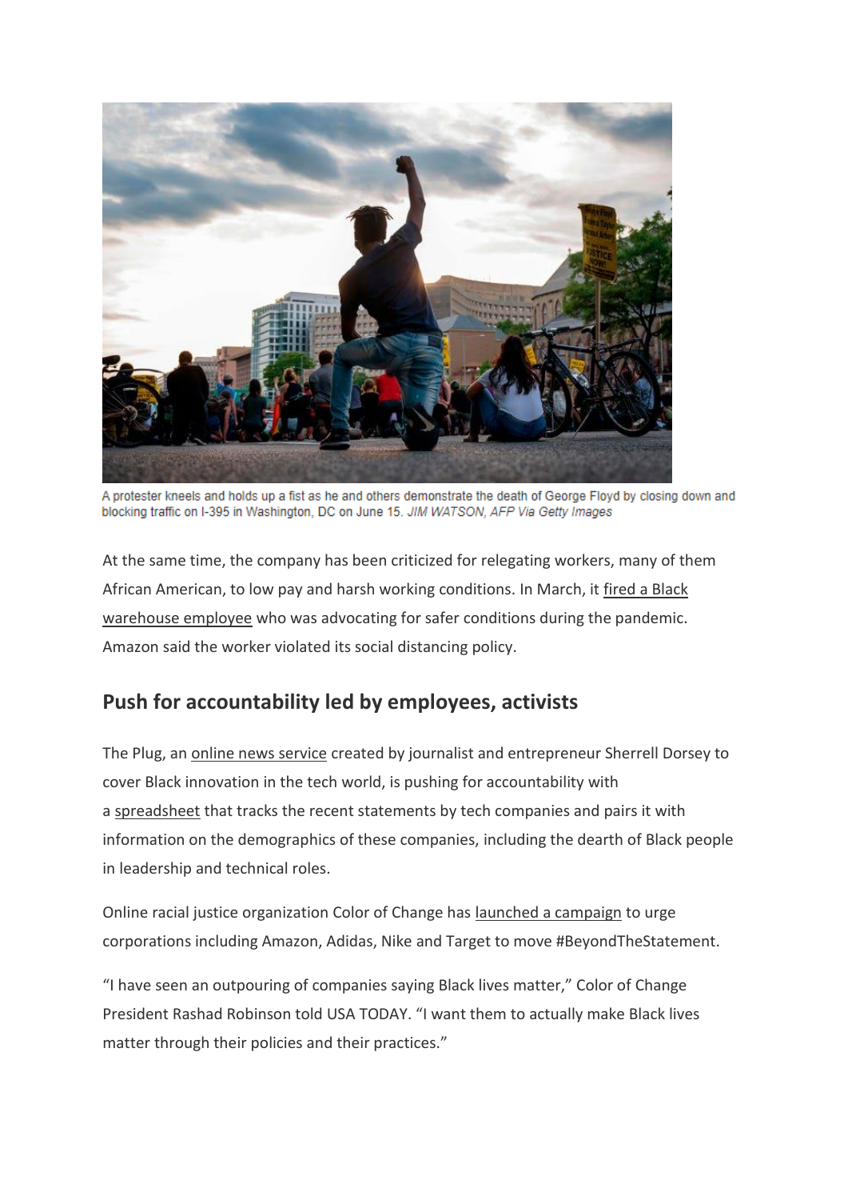A protester kneels and holds up a fist as he and others demonstrate the death of George Floyd by closing down and blocking traffic on I-395 in Washington, DC on June 15. *JIM WATSON, AFP Via Getty Images*

At the same time, the company has been criticized for relegating workers, many of them African American, to low pay and harsh working conditions. In March, it fired a Black warehouse employee who was advocating for safer conditions during the pandemic. Amazon said the worker violated its social distancing policy.

## Push for accountability led by employees, activists

The Plug, an online news service created by journalist and entrepreneur Sherrell Dorsey to cover Black innovation in the tech world, is pushing for accountability with a spreadsheet that tracks the recent statements by tech companies and pairs it with information on the demographics of these companies, including the dearth of Black people in leadership and technical roles.

Online racial justice organization Color of Change has launched a campaign to urge corporations including Amazon, Adidas, Nike and Target to move #BeyondTheStatement.

"I have seen an outpouring of companies saying Black lives matter," Color of Change President Rashad Robinson told USA TODAY. "I want them to actually make Black lives matter through their policies and their practices."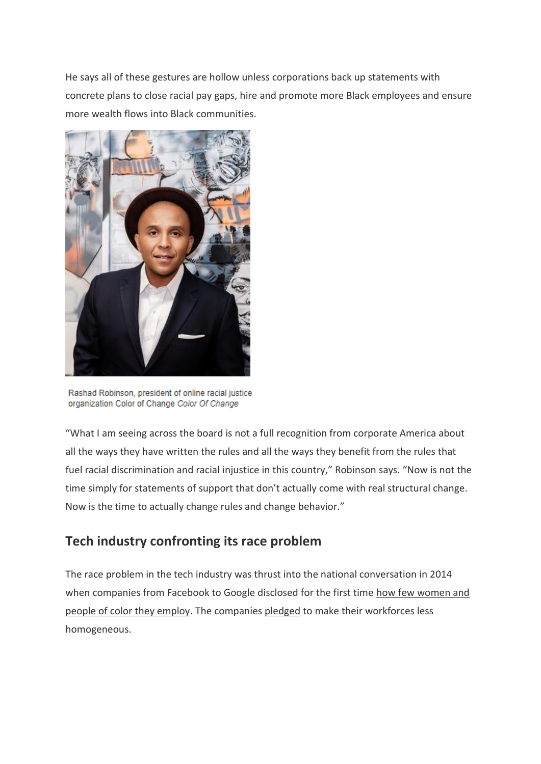He says all of these gestures are hollow unless corporations back up statements with concrete plans to close racial pay gaps, hire and promote more Black employees and ensure more wealth flows into Black communities.

Rashad Robinson, president of online racial justice organization Color of Change *Color Of Change*

"What I am seeing across the board is not a full recognition from corporate America about all the ways they have written the rules and all the ways they benefit from the rules that fuel racial discrimination and racial injustice in this country," Robinson says. "Now is not the time simply for statements of support that don't actually come with real structural change. Now is the time to actually change rules and change behavior."

## Tech industry confronting its race problem

The race problem in the tech industry was thrust into the national conversation in 2014 when companies from Facebook to Google disclosed for the first time how few women and people of color they employ. The companies pledged to make their workforces less homogeneous.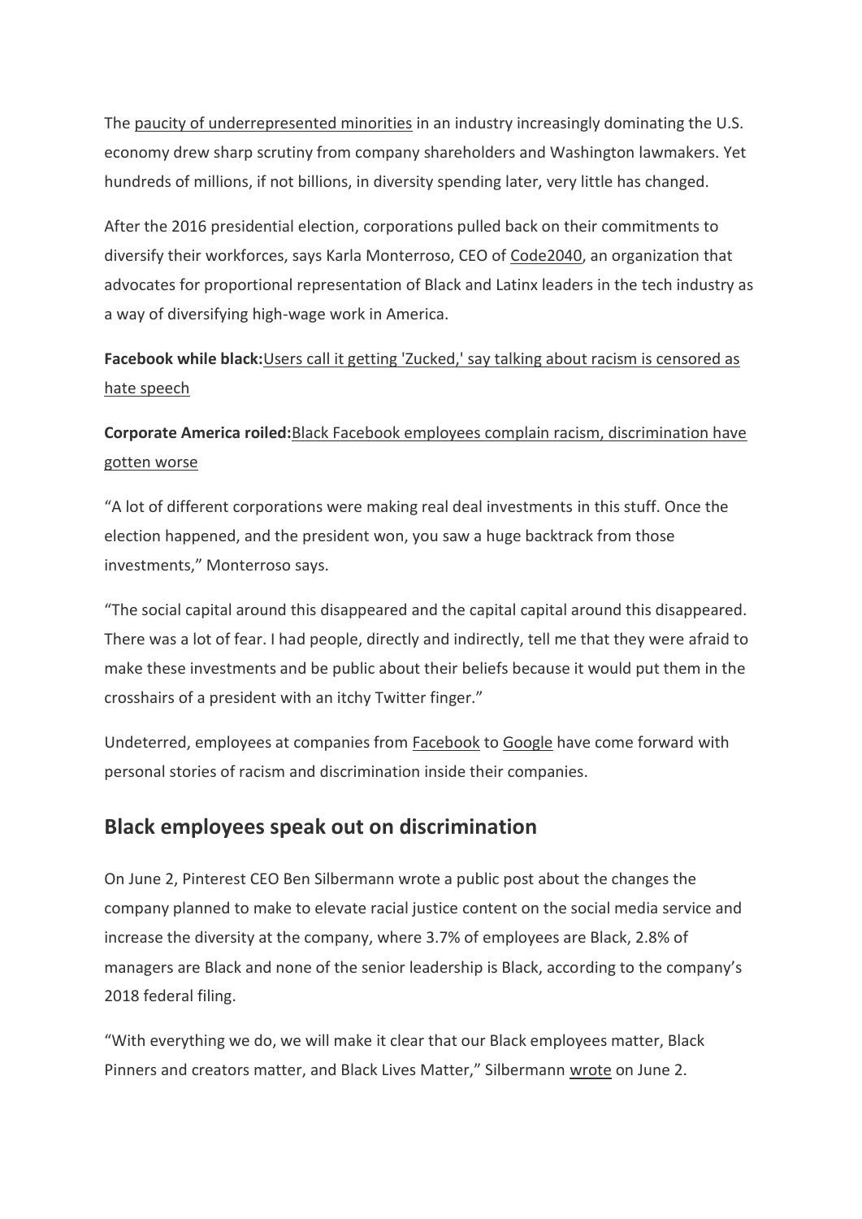The paucity of underrepresented minorities in an industry increasingly dominating the U.S. economy drew sharp scrutiny from company shareholders and Washington lawmakers. Yet hundreds of millions, if not billions, in diversity spending later, very little has changed.

After the 2016 presidential election, corporations pulled back on their commitments to diversify their workforces, says Karla Monterroso, CEO of Code2040, an organization that advocates for proportional representation of Black and Latinx leaders in the tech industry as a way of diversifying high-wage work in America.

**Facebook while black:** Users call it getting 'Zucked,' say talking about racism is censored as hate speech

**Corporate America roiled:** Black Facebook employees complain racism, discrimination have gotten worse

“A lot of different corporations were making real deal investments in this stuff. Once the election happened, and the president won, you saw a huge backtrack from those investments,” Monterroso says.

“The social capital around this disappeared and the capital capital around this disappeared. There was a lot of fear. I had people, directly and indirectly, tell me that they were afraid to make these investments and be public about their beliefs because it would put them in the crosshairs of a president with an itchy Twitter finger.”

Undeterred, employees at companies from Facebook to Google have come forward with personal stories of racism and discrimination inside their companies.

## Black employees speak out on discrimination

On June 2, Pinterest CEO Ben Silbermann wrote a public post about the changes the company planned to make to elevate racial justice content on the social media service and increase the diversity at the company, where 3.7% of employees are Black, 2.8% of managers are Black and none of the senior leadership is Black, according to the company’s 2018 federal filing.

“With everything we do, we will make it clear that our Black employees matter, Black Pinners and creators matter, and Black Lives Matter,” Silbermann wrote on June 2.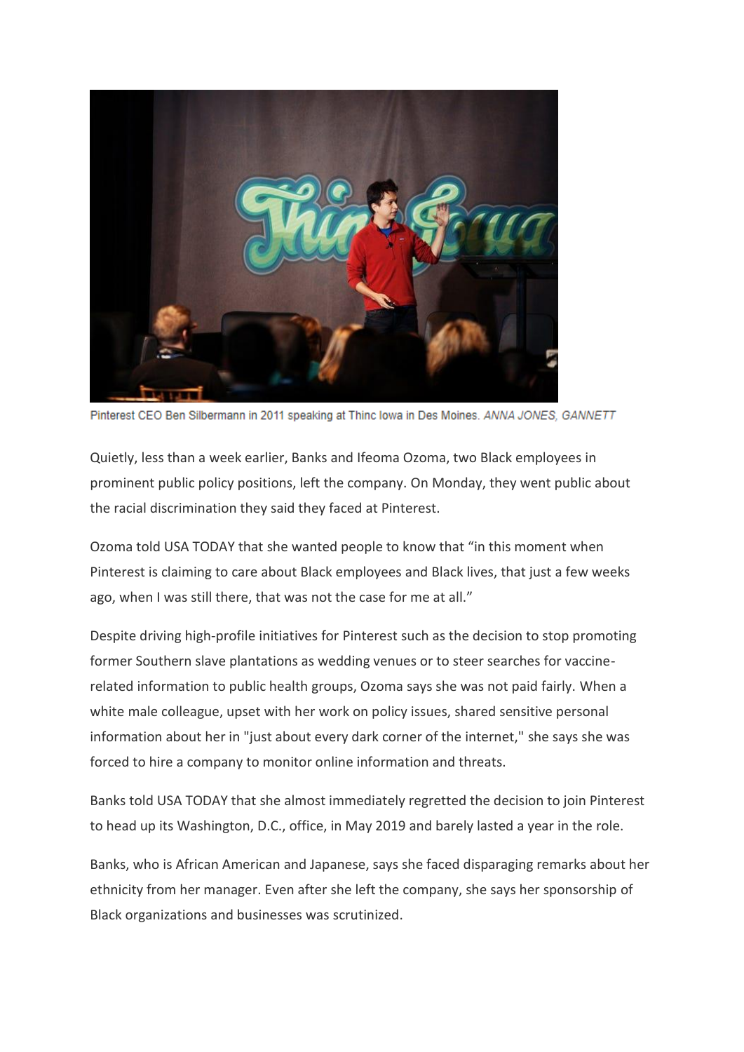Pinterest CEO Ben Silbermann in 2011 speaking at Thinc Iowa in Des Moines. *ANNA JONES, GANNETT*

Quietly, less than a week earlier, Banks and Ifeoma Ozoma, two Black employees in prominent public policy positions, left the company. On Monday, they went public about the racial discrimination they said they faced at Pinterest.

Ozoma told USA TODAY that she wanted people to know that "in this moment when Pinterest is claiming to care about Black employees and Black lives, that just a few weeks ago, when I was still there, that was not the case for me at all."

Despite driving high-profile initiatives for Pinterest such as the decision to stop promoting former Southern slave plantations as wedding venues or to steer searches for vaccine-related information to public health groups, Ozoma says she was not paid fairly. When a white male colleague, upset with her work on policy issues, shared sensitive personal information about her in "just about every dark corner of the internet," she says she was forced to hire a company to monitor online information and threats.

Banks told USA TODAY that she almost immediately regretted the decision to join Pinterest to head up its Washington, D.C., office, in May 2019 and barely lasted a year in the role.

Banks, who is African American and Japanese, says she faced disparaging remarks about her ethnicity from her manager. Even after she left the company, she says her sponsorship of Black organizations and businesses was scrutinized.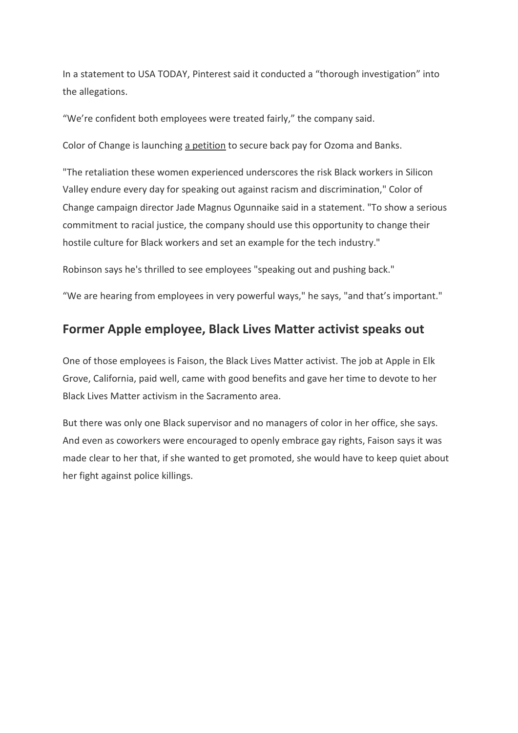In a statement to USA TODAY, Pinterest said it conducted a “thorough investigation” into the allegations.

“We’re confident both employees were treated fairly,” the company said.

Color of Change is launching a petition to secure back pay for Ozoma and Banks.

"The retaliation these women experienced underscores the risk Black workers in Silicon Valley endure every day for speaking out against racism and discrimination," Color of Change campaign director Jade Magnus Ogunnaike said in a statement. "To show a serious commitment to racial justice, the company should use this opportunity to change their hostile culture for Black workers and set an example for the tech industry."

Robinson says he's thrilled to see employees "speaking out and pushing back."

“We are hearing from employees in very powerful ways," he says, "and that’s important."

## Former Apple employee, Black Lives Matter activist speaks out

One of those employees is Faison, the Black Lives Matter activist. The job at Apple in Elk Grove, California, paid well, came with good benefits and gave her time to devote to her Black Lives Matter activism in the Sacramento area.

But there was only one Black supervisor and no managers of color in her office, she says. And even as coworkers were encouraged to openly embrace gay rights, Faison says it was made clear to her that, if she wanted to get promoted, she would have to keep quiet about her fight against police killings.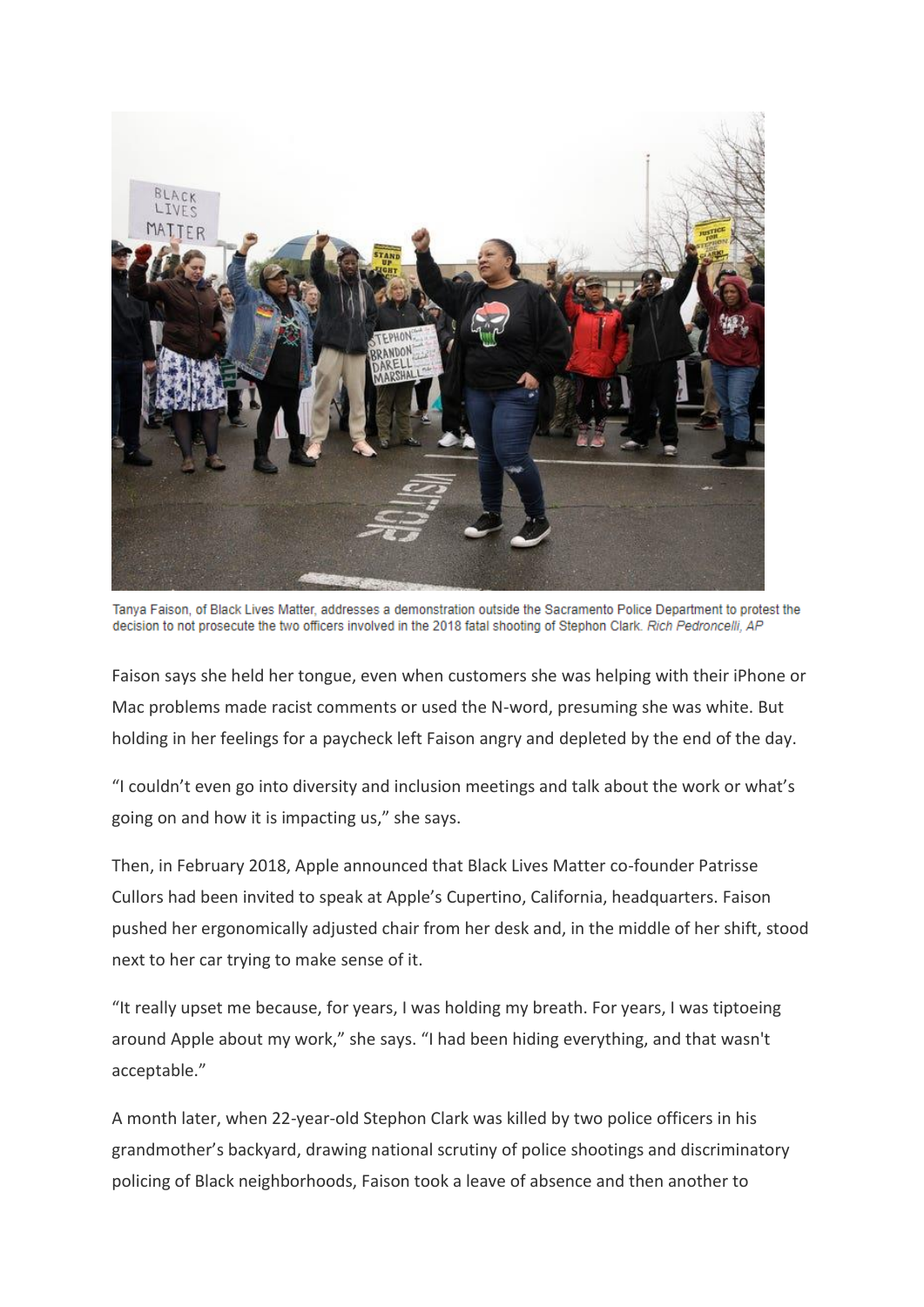Tanya Faison, of Black Lives Matter, addresses a demonstration outside the Sacramento Police Department to protest the decision to not prosecute the two officers involved in the 2018 fatal shooting of Stephon Clark. *Rich Pedroncelli, AP*

Faison says she held her tongue, even when customers she was helping with their iPhone or Mac problems made racist comments or used the N-word, presuming she was white. But holding in her feelings for a paycheck left Faison angry and depleted by the end of the day.

"I couldn't even go into diversity and inclusion meetings and talk about the work or what's going on and how it is impacting us," she says.

Then, in February 2018, Apple announced that Black Lives Matter co-founder Patrisse Cullors had been invited to speak at Apple's Cupertino, California, headquarters. Faison pushed her ergonomically adjusted chair from her desk and, in the middle of her shift, stood next to her car trying to make sense of it.

"It really upset me because, for years, I was holding my breath. For years, I was tiptoeing around Apple about my work," she says. "I had been hiding everything, and that wasn't acceptable."

A month later, when 22-year-old Stephon Clark was killed by two police officers in his grandmother's backyard, drawing national scrutiny of police shootings and discriminatory policing of Black neighborhoods, Faison took a leave of absence and then another to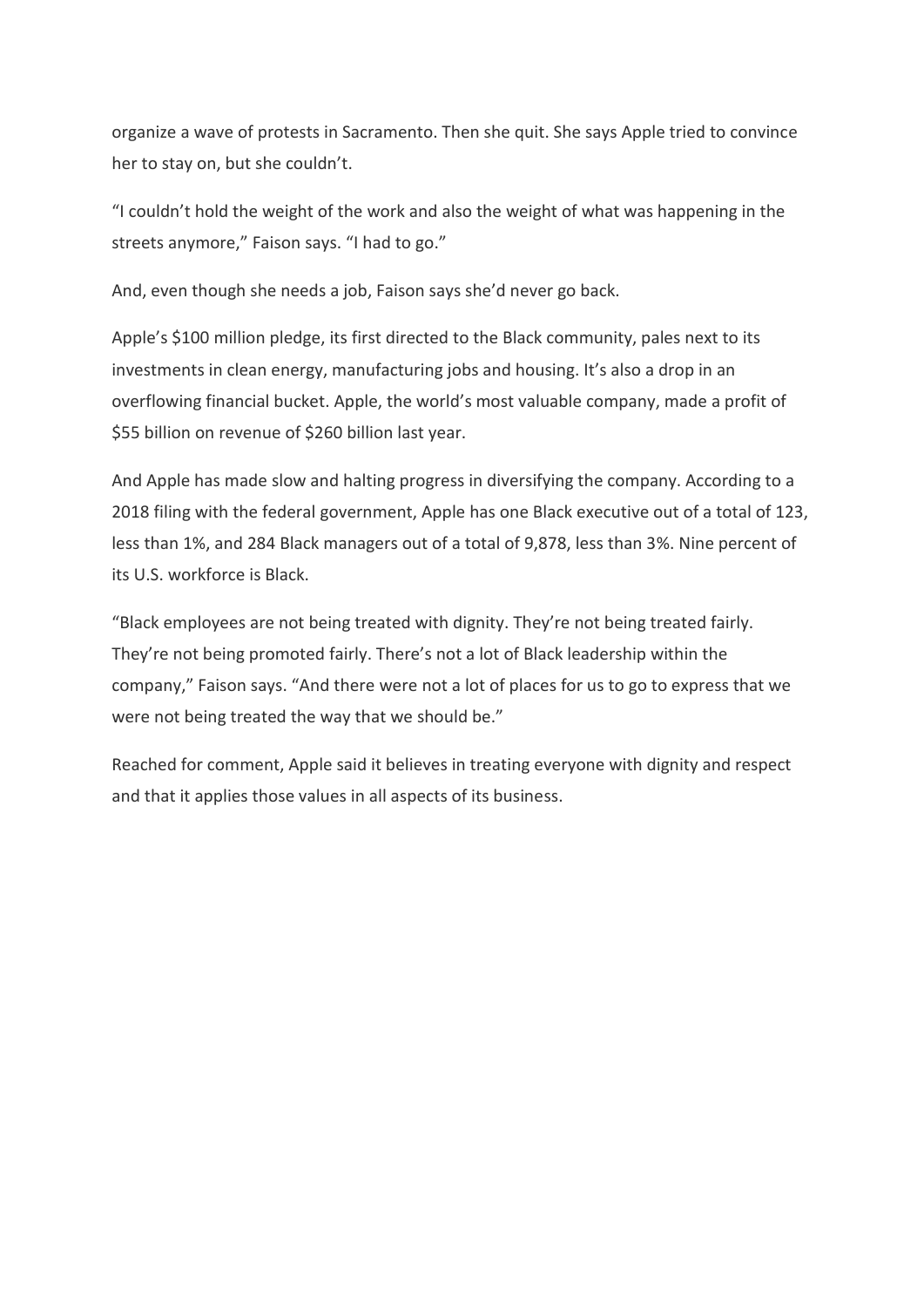organize a wave of protests in Sacramento. Then she quit. She says Apple tried to convince her to stay on, but she couldn't.

"I couldn't hold the weight of the work and also the weight of what was happening in the streets anymore," Faison says. "I had to go."

And, even though she needs a job, Faison says she'd never go back.

Apple's $100 million pledge, its first directed to the Black community, pales next to its investments in clean energy, manufacturing jobs and housing. It's also a drop in an overflowing financial bucket. Apple, the world's most valuable company, made a profit of $55 billion on revenue of $260 billion last year.

And Apple has made slow and halting progress in diversifying the company. According to a 2018 filing with the federal government, Apple has one Black executive out of a total of 123, less than 1%, and 284 Black managers out of a total of 9,878, less than 3%. Nine percent of its U.S. workforce is Black.

"Black employees are not being treated with dignity. They're not being treated fairly. They're not being promoted fairly. There's not a lot of Black leadership within the company," Faison says. "And there were not a lot of places for us to go to express that we were not being treated the way that we should be."

Reached for comment, Apple said it believes in treating everyone with dignity and respect and that it applies those values in all aspects of its business.